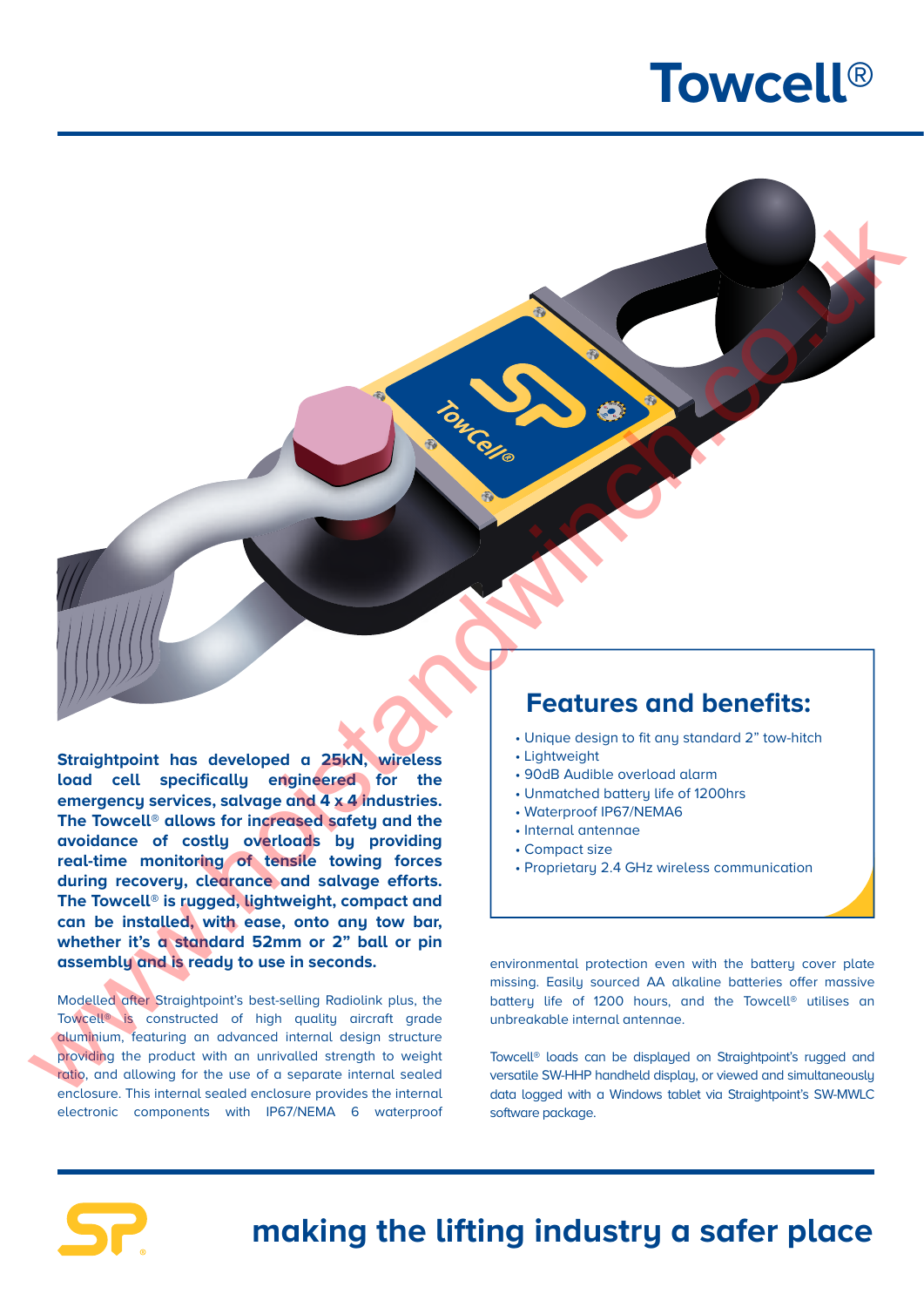# Towcell®

**Straightpoint has developed a 25kN, wireless load cell specifically engineered for the emergency services, salvage and 4 x 4 industries. The Towcell® allows for increased safety and the avoidance of costly overloads by providing real-time monitoring of tensile towing forces during recovery, clearance and salvage efforts. The Towcell® is rugged, lightweight, compact and can be installed, with ease, onto any tow bar, whether it's a standard 52mm or 2" ball or pin assembly and is ready to use in seconds.**

Modelled after Straightpoint's best-selling Radiolink plus, the Towcell® is constructed of high quality aircraft grade aluminium, featuring an advanced internal design structure providing the product with an unrivalled strength to weight ratio, and allowing for the use of a separate internal sealed enclosure. This internal sealed enclosure provides the internal electronic components with IP67/NEMA 6 waterproof environmental protection even with the battery cover plate missing. Easily sourced AA alkaline batteries offer massive battery life of 1200 hours, and the Towcell® utilises an unbreakable internal antennae.

Towcell® loads can be displayed on Straightpoint's rugged and versatile SW-HHP handheld display, or viewed and simultaneously data logged with a Windows tablet via Straightpoint's SW-MWLC software package.

## Features and benefits:

- Unique design to fit any standard 2" tow-hitch
- Lightweight
- 90dB Audible overload alarm
- Unmatched battery life of 1200hrs
- Waterproof IP67/NEMA6
- Internal antennae
- Compact size
- Proprietary 2.4 GHz wireless communication

**making the lifting industry a safer place**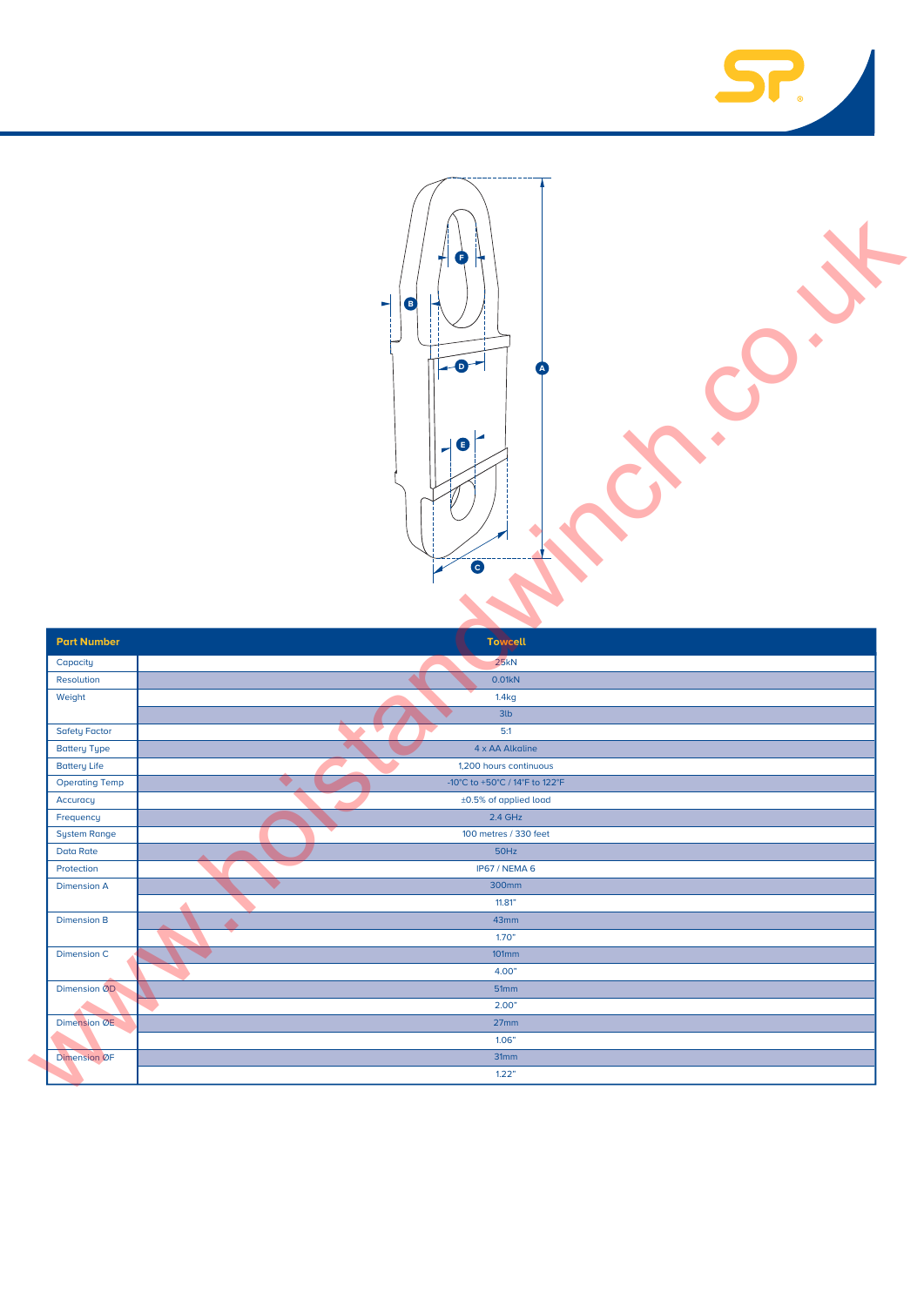A

B

C

D

E

F

| Part Number | Towcell |
|---|---|
| Capacity | 25kN |
| Resolution | 0.01kN |
| Weight | 1.4kg |
| | 3lb |
| Safety Factor | 5:1 |
| Battery Type | 4 x AA Alkaline |
| Battery Life | 1,200 hours continuous |
| Operating Temp | -10°C to +50°C / 14°F to 122°F |
| Accuracy | ±0.5% of applied load |
| Frequency | 2.4 GHz |
| System Range | 100 metres / 330 feet |
| Data Rate | 50Hz |
| Protection | IP67 / NEMA 6 |
| Dimension A | 300mm |
| | 11.81" |
| Dimension B | 43mm |
| | 1.70" |
| Dimension C | 101mm |
| | 4.00" |
| Dimension ØD | 51mm |
| | 2.00" |
| Dimension ØE | 27mm |
| | 1.06" |
| Dimension ØF | 31mm |
| | 1.22" |